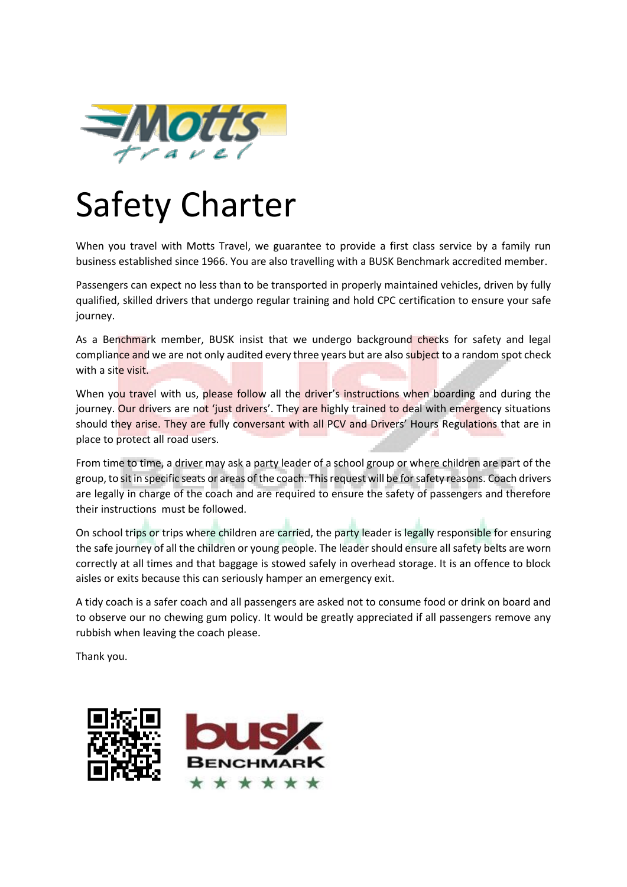# Safety Charter

When you travel with Motts Travel, we guarantee to provide a first class service by a family run business established since 1966. You are also travelling with a BUSK Benchmark accredited member.

Passengers can expect no less than to be transported in properly maintained vehicles, driven by fully qualified, skilled drivers that undergo regular training and hold CPC certification to ensure your safe journey.

As a Benchmark member, BUSK insist that we undergo background checks for safety and legal compliance and we are not only audited every three years but are also subject to a random spot check with a site visit.

When you travel with us, please follow all the driver's instructions when boarding and during the journey. Our drivers are not 'just drivers'. They are highly trained to deal with emergency situations should they arise. They are fully conversant with all PCV and Drivers' Hours Regulations that are in place to protect all road users.

From time to time, a driver may ask a party leader of a school group or where children are part of the group, to sit in specific seats or areas of the coach. This request will be for safety reasons. Coach drivers are legally in charge of the coach and are required to ensure the safety of passengers and therefore their instructions must be followed.

On school trips or trips where children are carried, the party leader is legally responsible for ensuring the safe journey of all the children or young people. The leader should ensure all safety belts are worn correctly at all times and that baggage is stowed safely in overhead storage. It is an offence to block aisles or exits because this can seriously hamper an emergency exit.

A tidy coach is a safer coach and all passengers are asked not to consume food or drink on board and to observe our no chewing gum policy. It would be greatly appreciated if all passengers remove any rubbish when leaving the coach please.

Thank you.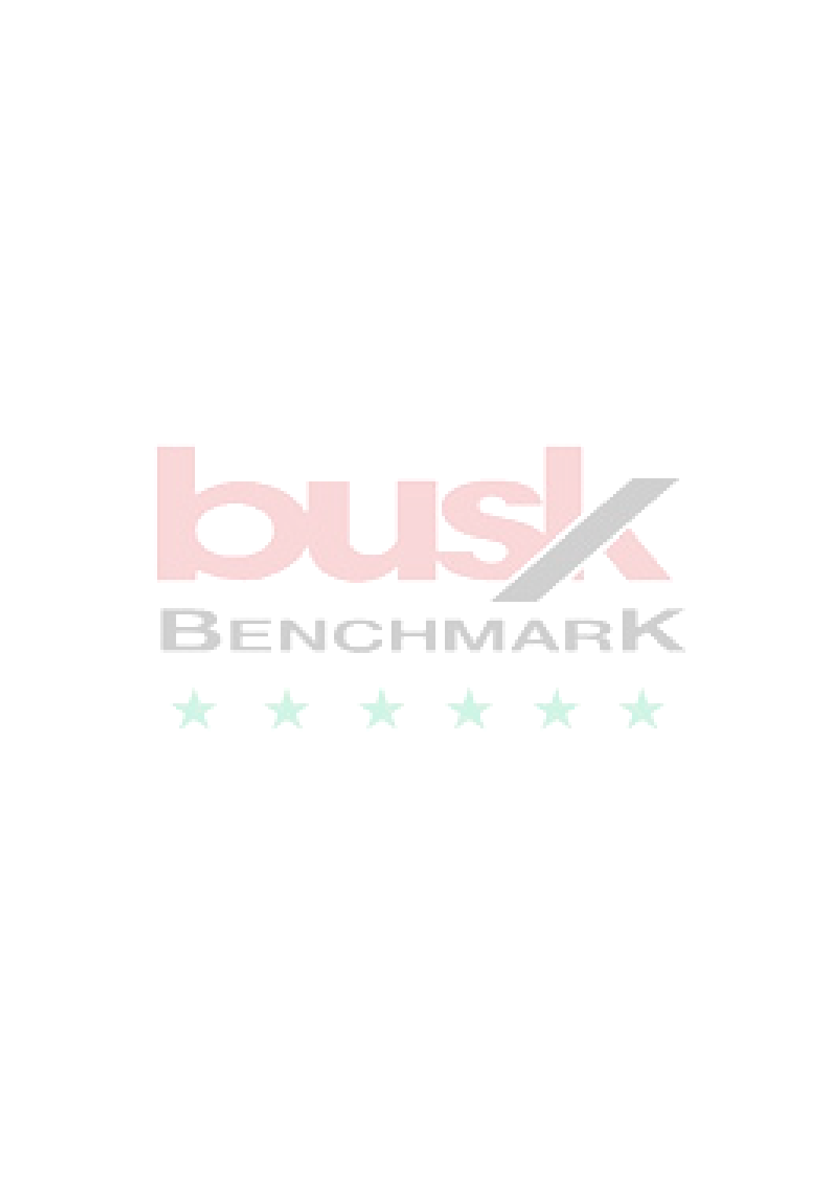busk

BENCHMARK